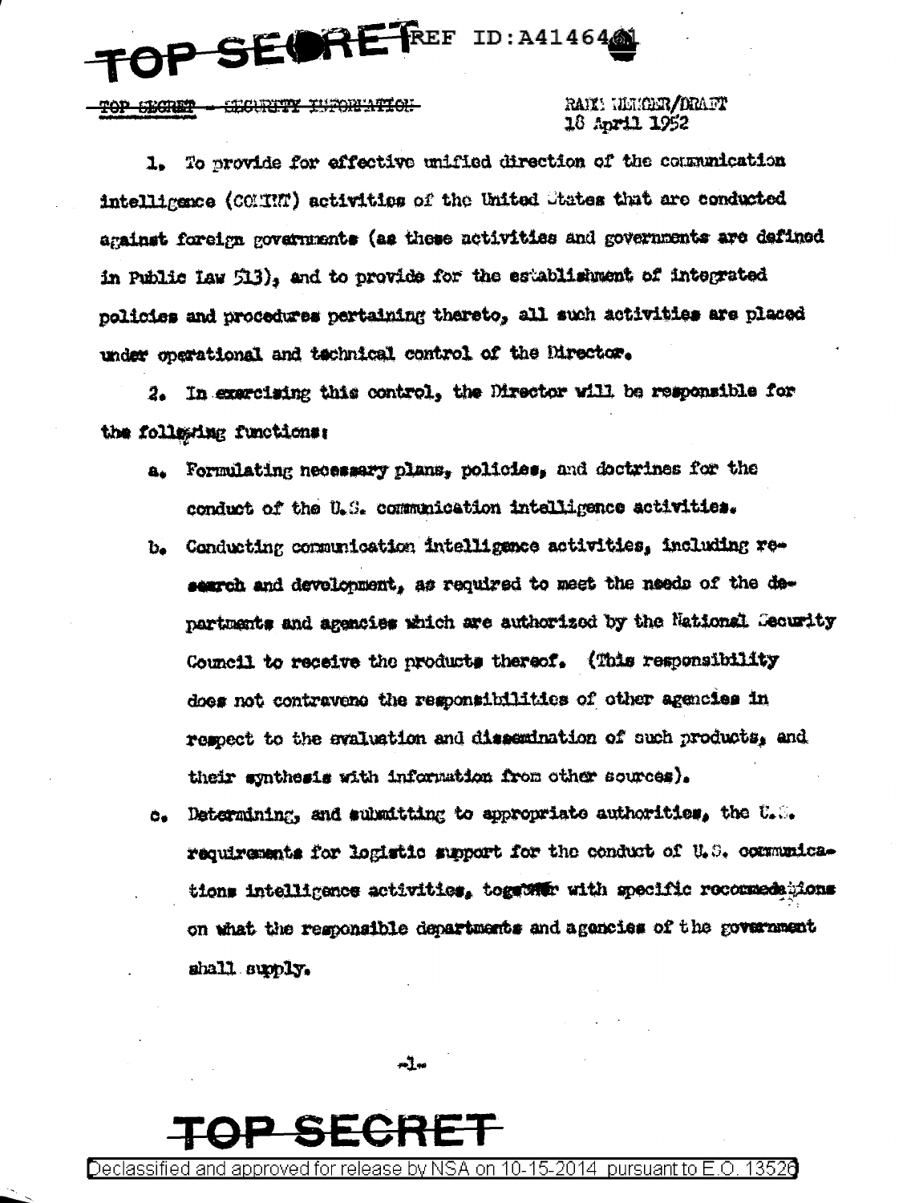TOP SECRET REF ID:A414641

TOP SECRET - SECURITY INFORMATION

RAIN MERGER/DRAFT
18 April 1952

1. To provide for effective unified direction of the communication intelligence (COMINT) activities of the United States that are conducted against foreign governments (as these activities and governments are defined in Public Law 513), and to provide for the establishment of integrated policies and procedures pertaining thereto, all such activities are placed under operational and technical control of the Director.

2. In exercising this control, the Director will be responsible for the following functions:

a. Formulating necessary plans, policies, and doctrines for the conduct of the U.S. communication intelligence activities.

b. Conducting communication intelligence activities, including research and development, as required to meet the needs of the departments and agencies which are authorized by the National Security Council to receive the products thereof. (This responsibility does not contravene the responsibilities of other agencies in respect to the evaluation and dissemination of such products, and their synthesis with information from other sources).

c. Determining, and submitting to appropriate authorities, the U.S. requirements for logistic support for the conduct of U.S. communications intelligence activities, together with specific recommendations on what the responsible departments and agencies of the government shall supply.

TOP SECRET

Declassified and approved for release by NSA on 10-15-2014 pursuant to E.O. 13526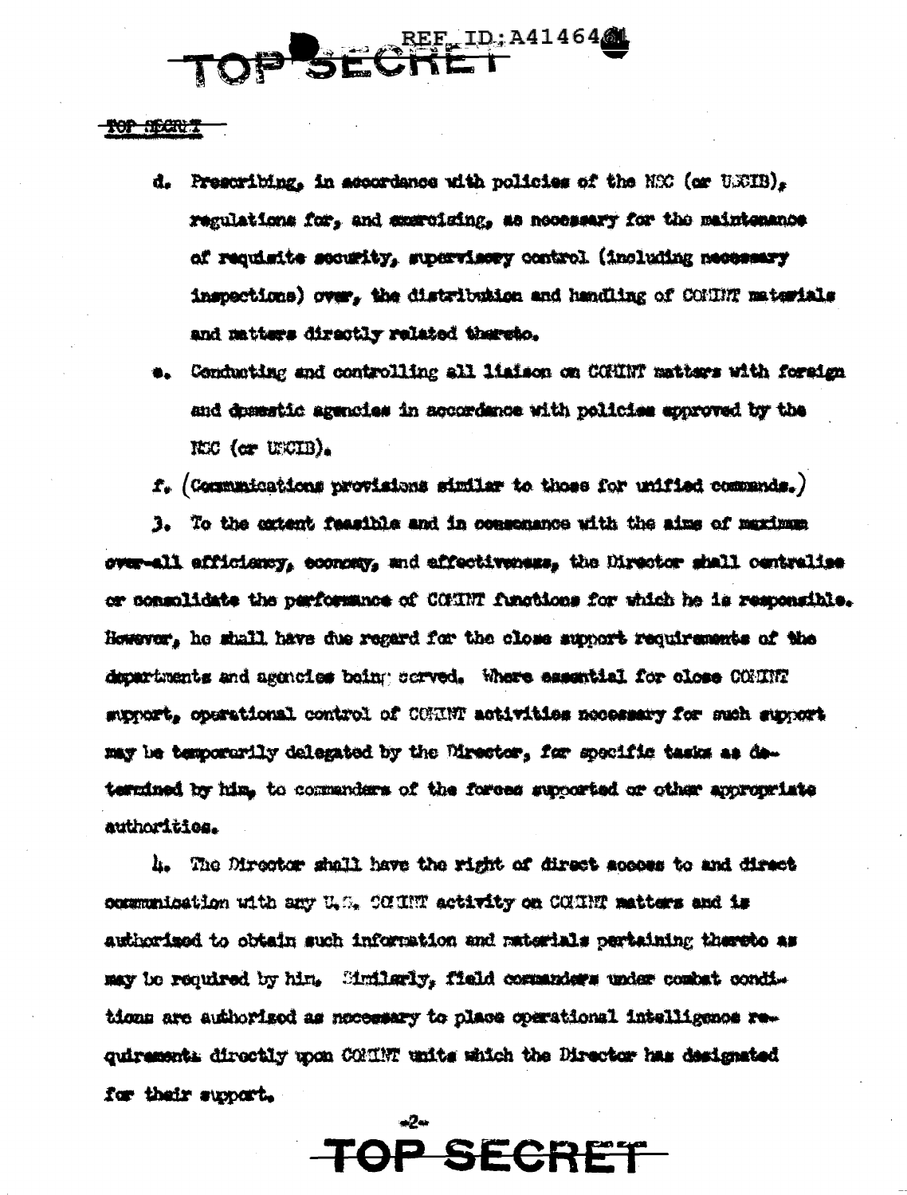d. Prescribing, in accordance with policies of the NSC (or USCIB), regulations for, and exercising, as necessary for the maintenance of requisite security, supervisory control (including necessary inspections) over, the distribution and handling of COMINT materials and matters directly related thereto.

e. Conducting and controlling all liaison on COMINT matters with foreign and domestic agencies in accordance with policies approved by the NSC (or USCIB).

f. (Communications provisions similar to those for unified commands.)

3. To the extent feasible and in consonance with the aims of maximum over-all efficiency, economy, and effectiveness, the Director shall centralize or consolidate the performance of COMINT functions for which he is responsible. However, he shall have due regard for the close support requirements of the departments and agencies being served. Where essential for close COMINT support, operational control of COMINT activities necessary for such support may be temporarily delegated by the Director, for specific tasks as determined by him, to commanders of the forces supported or other appropriate authorities.

4. The Director shall have the right of direct access to and direct communication with any U.S. COMINT activity on COMINT matters and is authorized to obtain such information and materials pertaining thereto as may be required by him. Similarly, field commanders under combat conditions are authorized as necessary to place operational intelligence requirements directly upon COMINT units which the Director has designated for their support.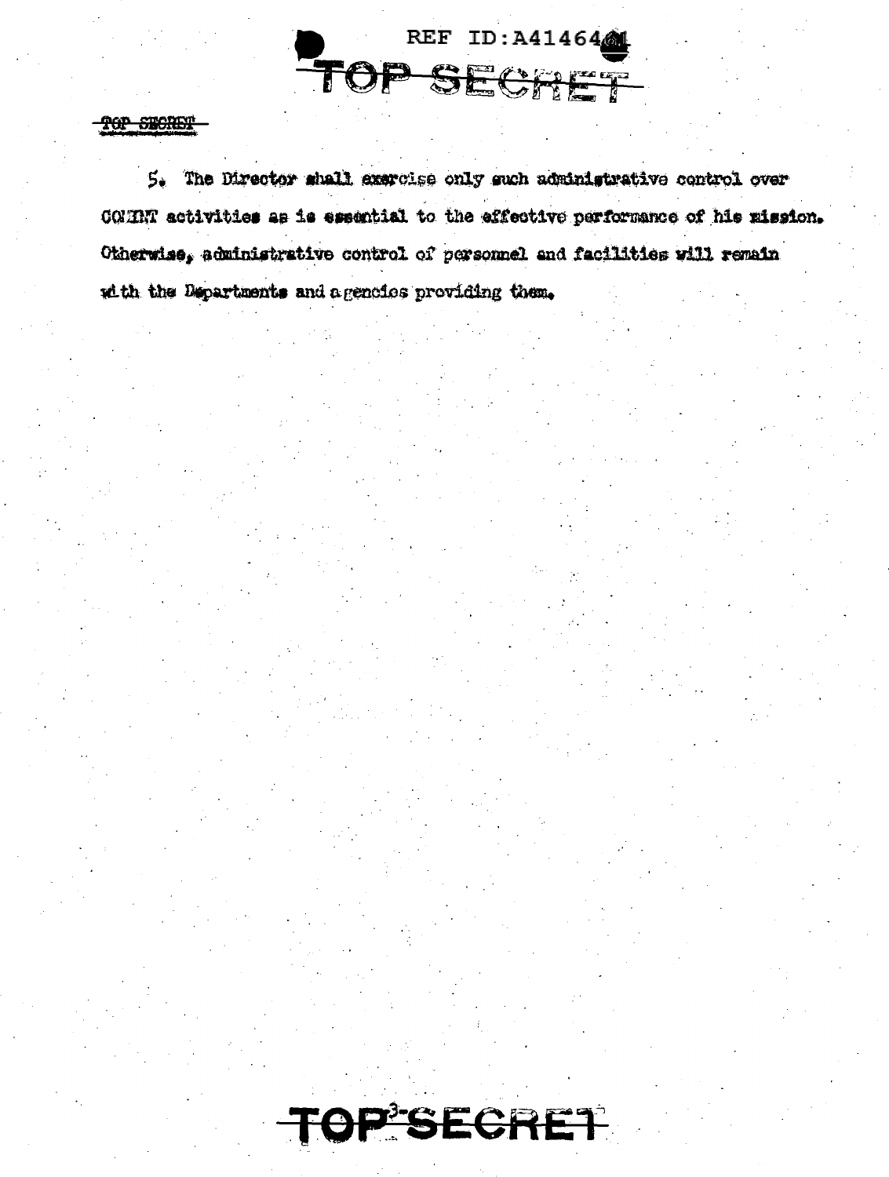5. The Director shall exercise only such administrative control over COMINT activities as is essential to the effective performance of his mission. Otherwise, administrative control of personnel and facilities will remain with the Departments and agencies providing them.